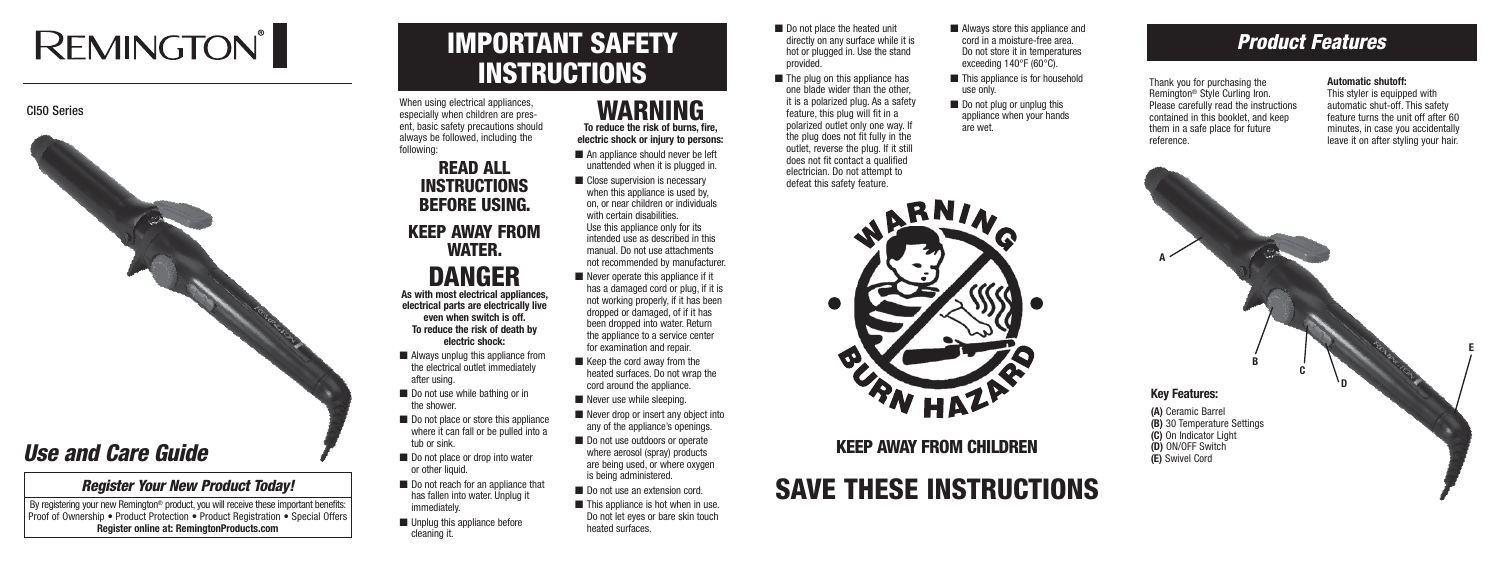# REMINGTON®

CI50 Series

## *Use and Care Guide*

### *Register Your New Product Today!*

By registering your new Remington® product, you will receive these important benefits: Proof of Ownership • Product Protection • Product Registration • Special Offers
**Register online at: RemingtonProducts.com**

# IMPORTANT SAFETY INSTRUCTIONS

When using electrical appliances, especially when children are present, basic safety precautions should always be followed, including the following:

## READ ALL INSTRUCTIONS BEFORE USING.

## KEEP AWAY FROM WATER.

## DANGER

**As with most electrical appliances, electrical parts are electrically live even when switch is off. To reduce the risk of death by electric shock:**

- Always unplug this appliance from the electrical outlet immediately after using.
- Do not use while bathing or in the shower.
- Do not place or store this appliance where it can fall or be pulled into a tub or sink.
- Do not place or drop into water or other liquid.
- Do not reach for an appliance that has fallen into water. Unplug it immediately.
- Unplug this appliance before cleaning it.

## WARNING

**To reduce the risk of burns, fire, electric shock or injury to persons:**

- An appliance should never be left unattended when it is plugged in.
- Close supervision is necessary when this appliance is used by, on, or near children or individuals with certain disabilities. Use this appliance only for its intended use as described in this manual. Do not use attachments not recommended by manufacturer.
- Never operate this appliance if it has a damaged cord or plug, if it is not working properly, if it has been dropped or damaged, of if it has been dropped into water. Return the appliance to a service center for examination and repair.
- Keep the cord away from the heated surfaces. Do not wrap the cord around the appliance.
- Never use while sleeping.
- Never drop or insert any object into any of the appliance's openings.
- Do not use outdoors or operate where aerosol (spray) products are being used, or where oxygen is being administered.
- Do not use an extension cord.
- This appliance is hot when in use. Do not let eyes or bare skin touch heated surfaces.
- Do not place the heated unit directly on any surface while it is hot or plugged in. Use the stand provided.
- The plug on this appliance has one blade wider than the other, it is a polarized plug. As a safety feature, this plug will fit in a polarized outlet only one way. If the plug does not fit fully in the outlet, reverse the plug. If it still does not fit contact a qualified electrician. Do not attempt to defeat this safety feature.
- Always store this appliance and cord in a moisture-free area. Do not store it in temperatures exceeding 140°F (60°C).
- This appliance is for household use only.
- Do not plug or unplug this appliance when your hands are wet.

WARNING BURN HAZARD

## KEEP AWAY FROM CHILDREN

# SAVE THESE INSTRUCTIONS

# *Product Features*

Thank you for purchasing the Remington® Style Curling Iron. Please carefully read the instructions contained in this booklet, and keep them in a safe place for future reference.

**Automatic shutoff:**
This styler is equipped with automatic shut-off. This safety feature turns the unit off after 60 minutes, in case you accidentally leave it on after styling your hair.

### Key Features:

**(A)** Ceramic Barrel
**(B)** 30 Temperature Settings
**(C)** On Indicator Light
**(D)** ON/OFF Switch
**(E)** Swivel Cord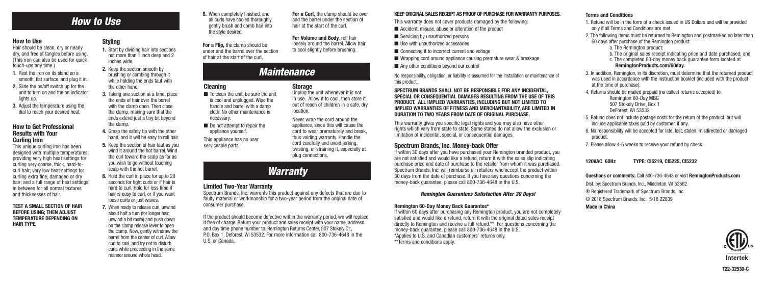# How to Use

## How to Use

Hair should be clean, dry or nearly dry, and free of tangles before using. (This iron can also be used for quick touch-ups any time.)

1. Rest the iron on its stand on a smooth, flat surface, and plug it in.
2. Slide the on/off switch up for the unit to turn on and the on indicator lights up.
3. Adjust the temperature using the dial to reach your desired heat.

## How to Get Professional Results with Your Curling Iron

This unique curling iron has been designed with multiple temperatures, providing very high heat settings for curling very coarse, thick, hard-to-curl hair; very low heat settings for curling extra fine, damaged or dry hair; and a full range of heat settings in between for all normal textures and thicknesses of hair.

**TEST A SMALL SECTION OF HAIR BEFORE USING; THEN ADJUST TEMPERATURE DEPENDING ON HAIR TYPE.**

## Styling

1. Start by dividing hair into sections not more than 1 inch deep and 2 inches wide.
2. Keep the section smooth by brushing or combing through it while holding the ends taut with the other hand.
3. Taking one section at a time, place the ends of hair over the barrel with the clamp open. Then close the clamp, making sure that the ends extend just a tiny bit beyond the clamp.
4. Grasp the safety tip with the other hand, and it will be easy to roll hair.
5. Keep the section of hair taut as you wind it around the hot barrel. Wind the curl toward the scalp as far as you wish to go without touching scalp with the hot barrel.
6. Hold the curl in place for up to 20 seconds for tight curls or if hair is hard to curl. Hold for less time if hair is easy to curl, or if you want loose curls or just waves.
7. When ready to release curl, unwind about half a turn (for longer hair, unwind a bit more) and push down on the clamp release lever to open the clamp. Now, gently withdraw the barrel from the center of curl. Allow curl to cool, and try not to disturb curls while proceeding in the same manner around whole head.
8. When completely finished, and all curls have cooled thoroughly, gently brush and comb hair into the style desired.

**For a Flip,** the clamp should be under and the barrel over the section of hair at the start of the curl.

**For a Curl,** the clamp should be over and the barrel under the section of hair at the start of the curl.

**For Volume and Body,** roll hair loosely around the barrel. Allow hair to cool slightly before brushing.

# Maintenance

## Cleaning

- To clean the unit, be sure the unit is cool and unplugged. Wipe the handle and barrel with a damp cloth. No other maintenance is necessary.
- Do not attempt to repair the appliance yourself.

This appliance has no user serviceable parts.

## Storage

Unplug the unit whenever it is not in use. Allow it to cool, then store it out of reach of children in a safe, dry location.

Never wrap the cord around the appliance, since this will cause the cord to wear prematurely and break, thus voiding warranty. Handle the cord carefully and avoid jerking, twisting, or straining it, especially at plug connections.

# Warranty

## Limited Two-Year Warranty

Spectrum Brands, Inc. warrants this product against any defects that are due to faulty material or workmanship for a two-year period from the original date of consumer purchase.

If the product should become defective within the warranty period, we will replace it free of charge. Return your product and sales receipt with your name, address and day time phone number to: Remington Returns Center, 507 Stokely Dr., P.O. Box 1, Deforest, WI 53532. For more information call 800-736-4648 in the U.S. or Canada.

**KEEP ORIGINAL SALES RECEIPT AS PROOF OF PURCHASE FOR WARRANTY PURPOSES.**

This warranty does not cover products damaged by the following:

- Accident, misuse, abuse or alteration of the product
- Servicing by unauthorized persons
- Use with unauthorized accessories
- Connecting it to incorrect current and voltage
- Wrapping cord around appliance causing premature wear & breakage
- Any other conditions beyond our control

No responsibility, obligation, or liability is assumed for the installation or maintenance of this product.

**SPECTRUM BRANDS SHALL NOT BE RESPONSIBLE FOR ANY INCIDENTAL, SPECIAL OR CONSEQUENTIAL DAMAGES RESULTING FROM THE USE OF THIS PRODUCT. ALL IMPLIED WARRANTIES, INCLUDING BUT NOT LIMITED TO IMPLIED WARRANTIES OF FITNESS AND MERCHANTABILITY, ARE LIMITED IN DURATION TO TWO YEARS FROM DATE OF ORIGINAL PURCHASE.**

This warranty gives you specific legal rights and you may also have other rights which vary from state to state. Some states do not allow the exclusion or limitation of incidental, special, or consequential damages.

## Spectrum Brands, Inc. Money-back Offer

If within 30 days after you have purchased your Remington branded product, you are not satisfied and would like a refund, return it with the sales slip indicating purchase price and date of purchase to the retailer from whom it was purchased. Spectrum Brands, Inc. will reimburse all retailers who accept the product within 30 days from the date of purchase. If you have any questions concerning the money-back guarantee, please call 800-736-4648 in the U.S.

***Remington Guarantees Satisfaction After 30 Days!***

**Remington 60-Day Money Back Guarantee\***

If within 60 days after purchasing any Remington product, you are not completely satisfied and would like a refund, return it with the original dated sales receipt directly to Remington and receive a full refund.\*\* For questions concerning the money-back guarantee, please call 800-736-4648 in the U.S.

\*Applies to U.S. and Canadian customers' returns only.

\*\*Terms and conditions apply.

**Terms and Conditions**

1. Refund will be in the form of a check issued in US Dollars and will be provided only if all Terms and Conditions are met.
2. The following items must be returned to Remington and postmarked no later than 60 days after purchase of the Remington product:
   a. The Remington product;
   b. The original sales receipt indicating price and date purchased; and
   c. The completed 60-day money back guarantee form located at **RemingtonProducts.com/60day.**
3. In addition, Remington, in its discretion, must determine that the returned product was used in accordance with the instruction booklet (included with the product at the time of purchase).
4. Returns should be mailed prepaid (no collect returns accepted) to:
   Remington 60-Day MBG
   507 Stokely Drive, Box 1
   DeForest, WI 53532
5. Refund does not include postage costs for the return of the product, but will include applicable taxes paid by customer, if any.
6. No responsibility will be accepted for late, lost, stolen, misdirected or damaged product.
7. Please allow 4-6 weeks to receive your refund by check.

**120VAC 60Hz TYPE: CI5219, CI5225, CI5232**

**Questions or comments:** Call 800-736-4648 or visit **RemingtonProducts.com**

Dist. by: Spectrum Brands, Inc., Middleton, WI 53562

® Registered Trademark of Spectrum Brands, Inc.

© 2018 Spectrum Brands, Inc. 5/18 22839

**Made in China**

Intertek

T22-32530-C